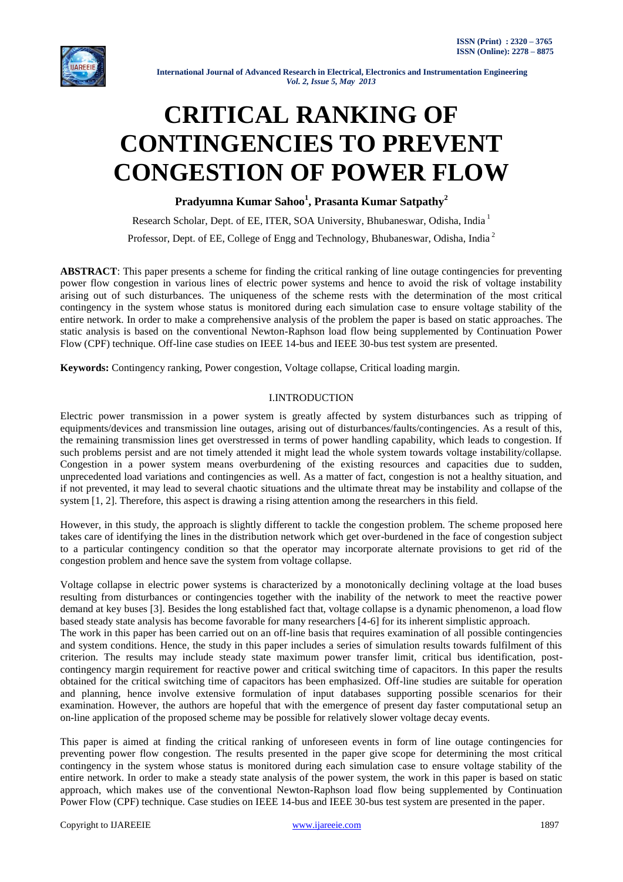# CRITICAL RANKING OF CONTINGENCIES TO PREVENT CONGESTION OF POWER FLOW

**Pradyumna Kumar Sahoo[1], Prasanta Kumar Satpathy[2]**

Research Scholar, Dept. of EE, ITER, SOA University, Bhubaneswar, Odisha, India [1]

Professor, Dept. of EE, College of Engg and Technology, Bhubaneswar, Odisha, India [2]

**ABSTRACT**: This paper presents a scheme for finding the critical ranking of line outage contingencies for preventing power flow congestion in various lines of electric power systems and hence to avoid the risk of voltage instability arising out of such disturbances. The uniqueness of the scheme rests with the determination of the most critical contingency in the system whose status is monitored during each simulation case to ensure voltage stability of the entire network. In order to make a comprehensive analysis of the problem the paper is based on static approaches. The static analysis is based on the conventional Newton-Raphson load flow being supplemented by Continuation Power Flow (CPF) technique. Off-line case studies on IEEE 14-bus and IEEE 30-bus test system are presented.

**Keywords:** Contingency ranking, Power congestion, Voltage collapse, Critical loading margin.

## I.INTRODUCTION

Electric power transmission in a power system is greatly affected by system disturbances such as tripping of equipments/devices and transmission line outages, arising out of disturbances/faults/contingencies. As a result of this, the remaining transmission lines get overstressed in terms of power handling capability, which leads to congestion. If such problems persist and are not timely attended it might lead the whole system towards voltage instability/collapse. Congestion in a power system means overburdening of the existing resources and capacities due to sudden, unprecedented load variations and contingencies as well. As a matter of fact, congestion is not a healthy situation, and if not prevented, it may lead to several chaotic situations and the ultimate threat may be instability and collapse of the system [1, 2]. Therefore, this aspect is drawing a rising attention among the researchers in this field.

However, in this study, the approach is slightly different to tackle the congestion problem. The scheme proposed here takes care of identifying the lines in the distribution network which get over-burdened in the face of congestion subject to a particular contingency condition so that the operator may incorporate alternate provisions to get rid of the congestion problem and hence save the system from voltage collapse.

Voltage collapse in electric power systems is characterized by a monotonically declining voltage at the load buses resulting from disturbances or contingencies together with the inability of the network to meet the reactive power demand at key buses [3]. Besides the long established fact that, voltage collapse is a dynamic phenomenon, a load flow based steady state analysis has become favorable for many researchers [4-6] for its inherent simplistic approach.

The work in this paper has been carried out on an off-line basis that requires examination of all possible contingencies and system conditions. Hence, the study in this paper includes a series of simulation results towards fulfilment of this criterion. The results may include steady state maximum power transfer limit, critical bus identification, post-contingency margin requirement for reactive power and critical switching time of capacitors. In this paper the results obtained for the critical switching time of capacitors has been emphasized. Off-line studies are suitable for operation and planning, hence involve extensive formulation of input databases supporting possible scenarios for their examination. However, the authors are hopeful that with the emergence of present day faster computational setup an on-line application of the proposed scheme may be possible for relatively slower voltage decay events.

This paper is aimed at finding the critical ranking of unforeseen events in form of line outage contingencies for preventing power flow congestion. The results presented in the paper give scope for determining the most critical contingency in the system whose status is monitored during each simulation case to ensure voltage stability of the entire network. In order to make a steady state analysis of the power system, the work in this paper is based on static approach, which makes use of the conventional Newton-Raphson load flow being supplemented by Continuation Power Flow (CPF) technique. Case studies on IEEE 14-bus and IEEE 30-bus test system are presented in the paper.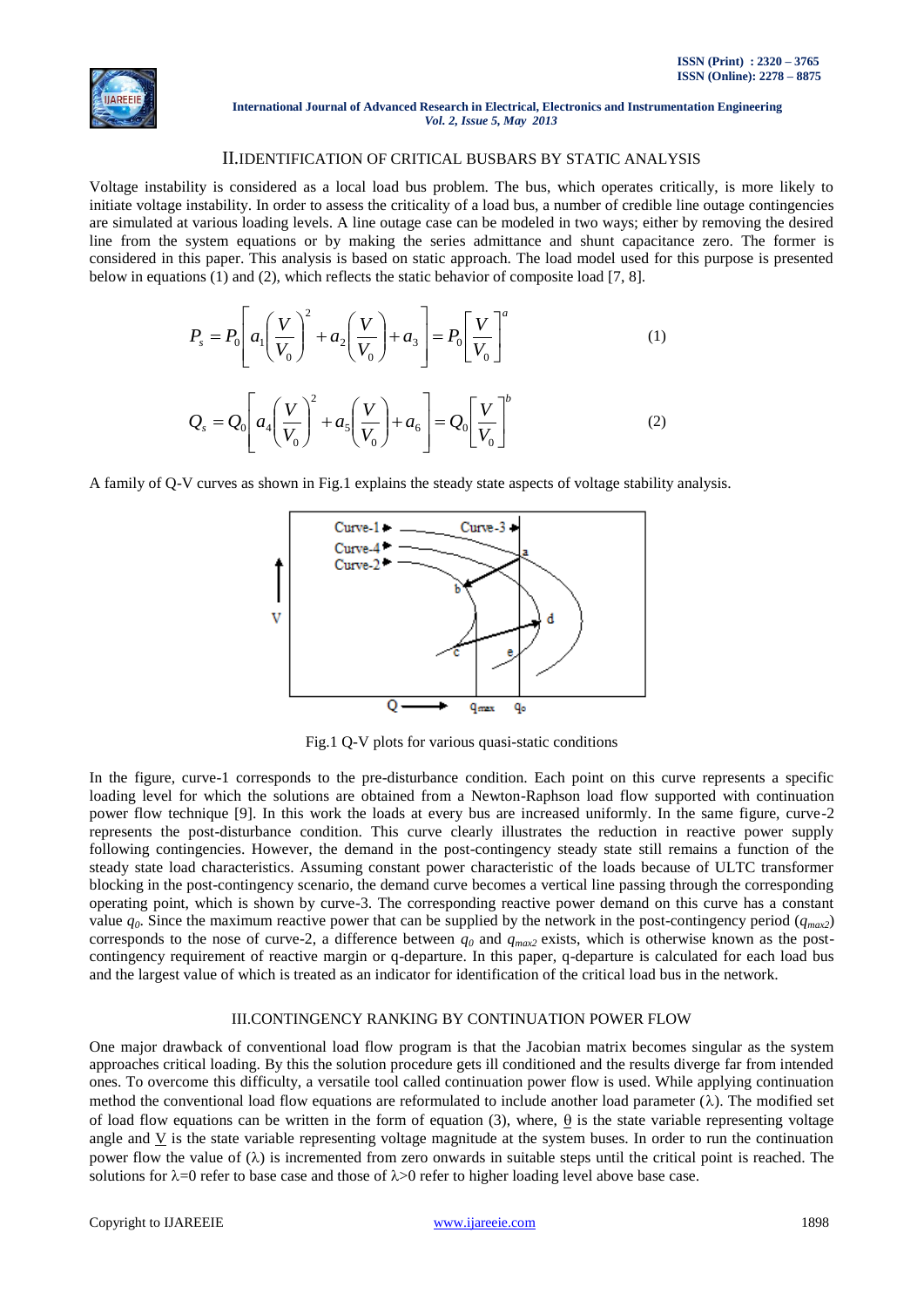## II. IDENTIFICATION OF CRITICAL BUSBARS BY STATIC ANALYSIS

Voltage instability is considered as a local load bus problem. The bus, which operates critically, is more likely to initiate voltage instability. In order to assess the criticality of a load bus, a number of credible line outage contingencies are simulated at various loading levels. A line outage case can be modeled in two ways; either by removing the desired line from the system equations or by making the series admittance and shunt capacitance zero. The former is considered in this paper. This analysis is based on static approach. The load model used for this purpose is presented below in equations (1) and (2), which reflects the static behavior of composite load [7, 8].

$$P_s = P_0\left[a_1\left(\frac{V}{V_0}\right)^2 + a_2\left(\frac{V}{V_0}\right) + a_3\right] = P_0\left[\frac{V}{V_0}\right]^a \tag{1}$$

$$Q_s = Q_0\left[a_4\left(\frac{V}{V_0}\right)^2 + a_5\left(\frac{V}{V_0}\right) + a_6\right] = Q_0\left[\frac{V}{V_0}\right]^b \tag{2}$$

A family of Q-V curves as shown in Fig.1 explains the steady state aspects of voltage stability analysis.

Fig.1 Q-V plots for various quasi-static conditions

In the figure, curve-1 corresponds to the pre-disturbance condition. Each point on this curve represents a specific loading level for which the solutions are obtained from a Newton-Raphson load flow supported with continuation power flow technique [9]. In this work the loads at every bus are increased uniformly. In the same figure, curve-2 represents the post-disturbance condition. This curve clearly illustrates the reduction in reactive power supply following contingencies. However, the demand in the post-contingency steady state still remains a function of the steady state load characteristics. Assuming constant power characteristic of the loads because of ULTC transformer blocking in the post-contingency scenario, the demand curve becomes a vertical line passing through the corresponding operating point, which is shown by curve-3. The corresponding reactive power demand on this curve has a constant value $q_0$. Since the maximum reactive power that can be supplied by the network in the post-contingency period ($q_{max2}$) corresponds to the nose of curve-2, a difference between $q_0$ and $q_{max2}$ exists, which is otherwise known as the post-contingency requirement of reactive margin or q-departure. In this paper, q-departure is calculated for each load bus and the largest value of which is treated as an indicator for identification of the critical load bus in the network.

## III. CONTINGENCY RANKING BY CONTINUATION POWER FLOW

One major drawback of conventional load flow program is that the Jacobian matrix becomes singular as the system approaches critical loading. By this the solution procedure gets ill conditioned and the results diverge far from intended ones. To overcome this difficulty, a versatile tool called continuation power flow is used. While applying continuation method the conventional load flow equations are reformulated to include another load parameter (λ). The modified set of load flow equations can be written in the form of equation (3), where, $\underline{\theta}$ is the state variable representing voltage angle and $\underline{V}$ is the state variable representing voltage magnitude at the system buses. In order to run the continuation power flow the value of (λ) is incremented from zero onwards in suitable steps until the critical point is reached. The solutions for λ=0 refer to base case and those of λ>0 refer to higher loading level above base case.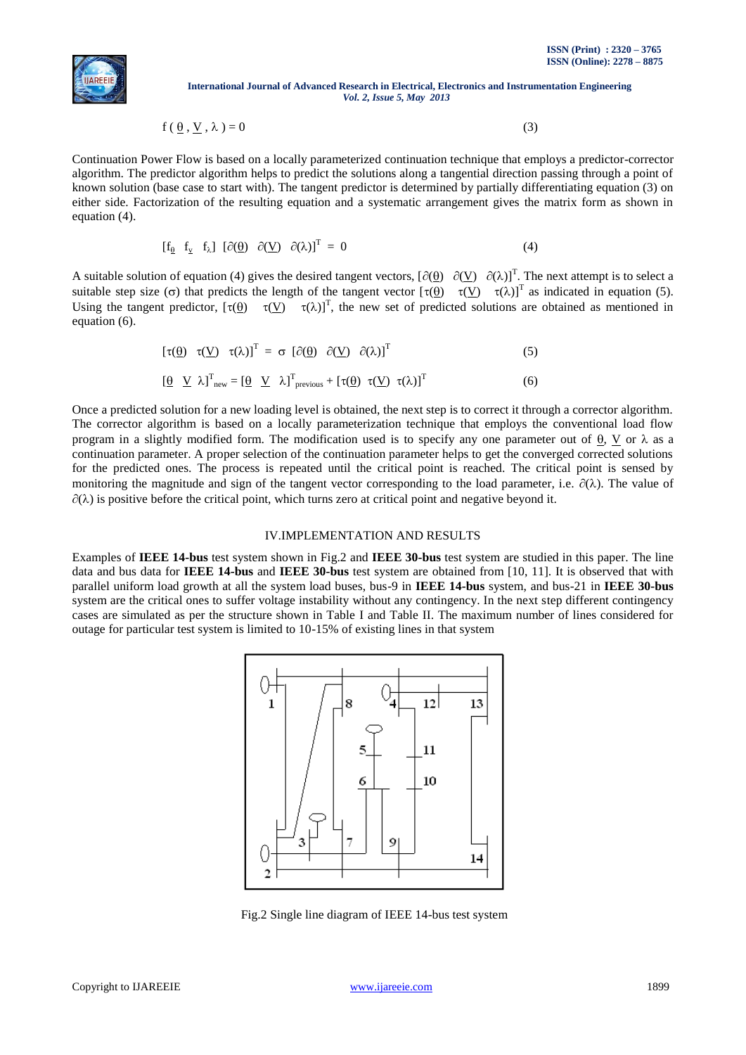$$f(\underline{\theta}, \underline{V}, \lambda) = 0 \quad (3)$$

Continuation Power Flow is based on a locally parameterized continuation technique that employs a predictor-corrector algorithm. The predictor algorithm helps to predict the solutions along a tangential direction passing through a point of known solution (base case to start with). The tangent predictor is determined by partially differentiating equation (3) on either side. Factorization of the resulting equation and a systematic arrangement gives the matrix form as shown in equation (4).

$$[f_{\underline{\theta}} \;\; f_{\underline{v}} \;\; f_{\lambda}] \; [\partial(\underline{\theta}) \;\; \partial(\underline{V}) \;\; \partial(\lambda)]^T = 0 \quad (4)$$

A suitable solution of equation (4) gives the desired tangent vectors, $[\partial(\underline{\theta}) \;\; \partial(\underline{V}) \;\; \partial(\lambda)]^T$. The next attempt is to select a suitable step size ($\sigma$) that predicts the length of the tangent vector $[\tau(\underline{\theta}) \;\; \tau(\underline{V}) \;\; \tau(\lambda)]^T$ as indicated in equation (5). Using the tangent predictor, $[\tau(\underline{\theta}) \;\; \tau(\underline{V}) \;\; \tau(\lambda)]^T$, the new set of predicted solutions are obtained as mentioned in equation (6).

$$[\tau(\underline{\theta}) \;\; \tau(\underline{V}) \;\; \tau(\lambda)]^T = \sigma \; [\partial(\underline{\theta}) \;\; \partial(\underline{V}) \;\; \partial(\lambda)]^T \quad (5)$$

$$[\underline{\theta} \;\; \underline{V} \;\; \lambda]^T_{new} = [\underline{\theta} \;\; \underline{V} \;\; \lambda]^T_{previous} + [\tau(\underline{\theta}) \;\; \tau(\underline{V}) \;\; \tau(\lambda)]^T \quad (6)$$

Once a predicted solution for a new loading level is obtained, the next step is to correct it through a corrector algorithm. The corrector algorithm is based on a locally parameterization technique that employs the conventional load flow program in a slightly modified form. The modification used is to specify any one parameter out of $\underline{\theta}$, $\underline{V}$ or $\lambda$ as a continuation parameter. A proper selection of the continuation parameter helps to get the converged corrected solutions for the predicted ones. The process is repeated until the critical point is reached. The critical point is sensed by monitoring the magnitude and sign of the tangent vector corresponding to the load parameter, i.e. $\partial(\lambda)$. The value of $\partial(\lambda)$ is positive before the critical point, which turns zero at critical point and negative beyond it.

## IV.IMPLEMENTATION AND RESULTS

Examples of **IEEE 14-bus** test system shown in Fig.2 and **IEEE 30-bus** test system are studied in this paper. The line data and bus data for **IEEE 14-bus** and **IEEE 30-bus** test system are obtained from [10, 11]. It is observed that with parallel uniform load growth at all the system load buses, bus-9 in **IEEE 14-bus** system, and bus-21 in **IEEE 30-bus** system are the critical ones to suffer voltage instability without any contingency. In the next step different contingency cases are simulated as per the structure shown in Table I and Table II. The maximum number of lines considered for outage for particular test system is limited to 10-15% of existing lines in that system

Fig.2 Single line diagram of IEEE 14-bus test system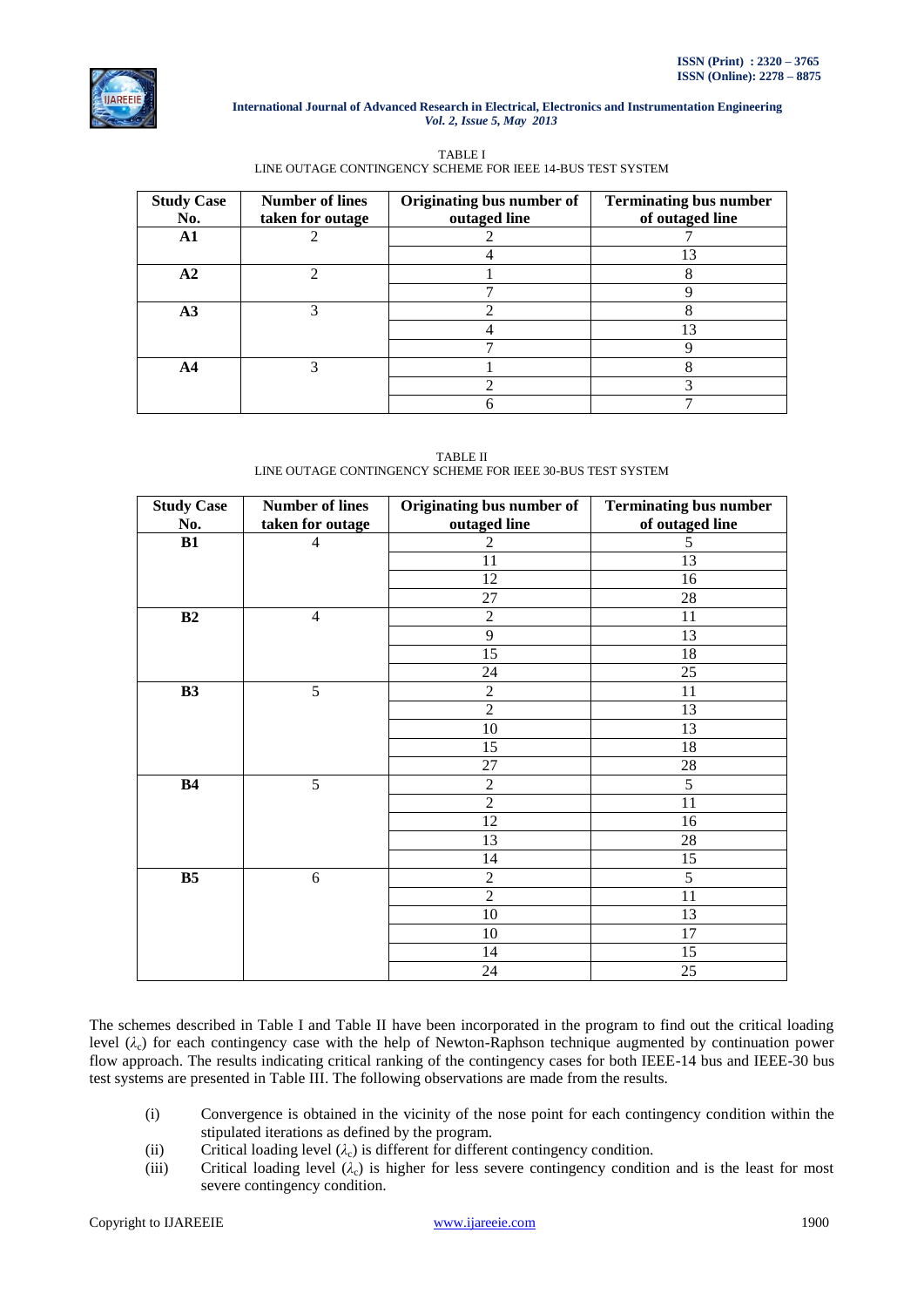TABLE I
LINE OUTAGE CONTINGENCY SCHEME FOR IEEE 14-BUS TEST SYSTEM

| Study Case No. | Number of lines taken for outage | Originating bus number of outaged line | Terminating bus number of outaged line |
|---|---|---|---|
| **A1** | 2 | 2 | 7 |
| | | 4 | 13 |
| **A2** | 2 | 1 | 8 |
| | | 7 | 9 |
| **A3** | 3 | 2 | 8 |
| | | 4 | 13 |
| | | 7 | 9 |
| **A4** | 3 | 1 | 8 |
| | | 2 | 3 |
| | | 6 | 7 |

TABLE II
LINE OUTAGE CONTINGENCY SCHEME FOR IEEE 30-BUS TEST SYSTEM

| Study Case No. | Number of lines taken for outage | Originating bus number of outaged line | Terminating bus number of outaged line |
|---|---|---|---|
| **B1** | 4 | 2 | 5 |
| | | 11 | 13 |
| | | 12 | 16 |
| | | 27 | 28 |
| **B2** | 4 | 2 | 11 |
| | | 9 | 13 |
| | | 15 | 18 |
| | | 24 | 25 |
| **B3** | 5 | 2 | 11 |
| | | 2 | 13 |
| | | 10 | 13 |
| | | 15 | 18 |
| | | 27 | 28 |
| **B4** | 5 | 2 | 5 |
| | | 2 | 11 |
| | | 12 | 16 |
| | | 13 | 28 |
| | | 14 | 15 |
| **B5** | 6 | 2 | 5 |
| | | 2 | 11 |
| | | 10 | 13 |
| | | 10 | 17 |
| | | 14 | 15 |
| | | 24 | 25 |

The schemes described in Table I and Table II have been incorporated in the program to find out the critical loading level ($\lambda_c$) for each contingency case with the help of Newton-Raphson technique augmented by continuation power flow approach. The results indicating critical ranking of the contingency cases for both IEEE-14 bus and IEEE-30 bus test systems are presented in Table III. The following observations are made from the results.

(i) Convergence is obtained in the vicinity of the nose point for each contingency condition within the stipulated iterations as defined by the program.

(ii) Critical loading level ($\lambda_c$) is different for different contingency condition.

(iii) Critical loading level ($\lambda_c$) is higher for less severe contingency condition and is the least for most severe contingency condition.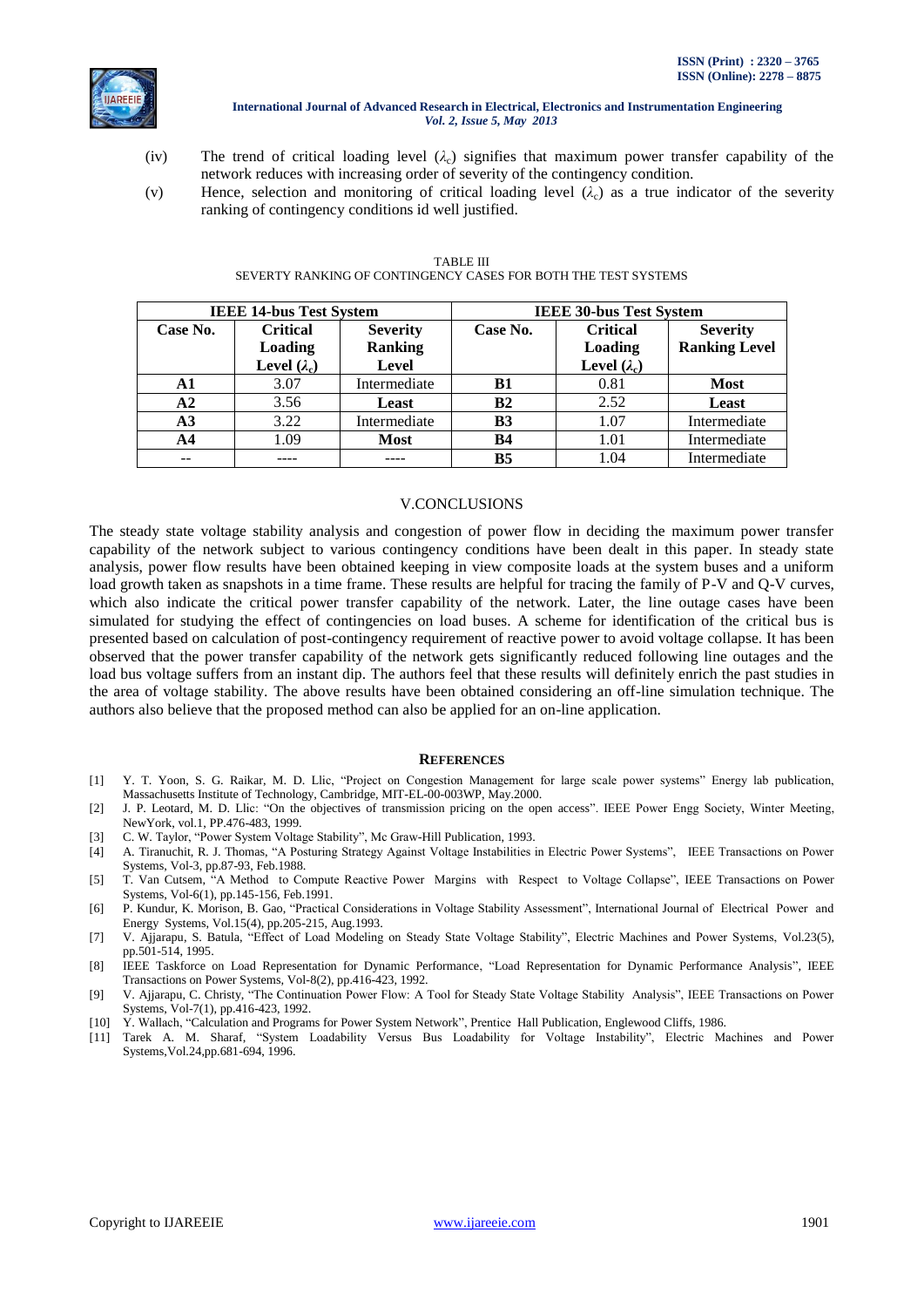(iv) The trend of critical loading level ($\lambda_c$) signifies that maximum power transfer capability of the network reduces with increasing order of severity of the contingency condition.

(v) Hence, selection and monitoring of critical loading level ($\lambda_c$) as a true indicator of the severity ranking of contingency conditions id well justified.

TABLE III
SEVERTY RANKING OF CONTINGENCY CASES FOR BOTH THE TEST SYSTEMS

| IEEE 14-bus Test System | | | IEEE 30-bus Test System | | |
|---|---|---|---|---|---|
| **Case No.** | **Critical Loading Level ($\lambda_c$)** | **Severity Ranking Level** | **Case No.** | **Critical Loading Level ($\lambda_c$)** | **Severity Ranking Level** |
| **A1** | 3.07 | Intermediate | **B1** | 0.81 | **Most** |
| **A2** | 3.56 | **Least** | **B2** | 2.52 | **Least** |
| **A3** | 3.22 | Intermediate | **B3** | 1.07 | Intermediate |
| **A4** | 1.09 | **Most** | **B4** | 1.01 | Intermediate |
| -- | ---- | ---- | **B5** | 1.04 | Intermediate |

## V.CONCLUSIONS

The steady state voltage stability analysis and congestion of power flow in deciding the maximum power transfer capability of the network subject to various contingency conditions have been dealt in this paper. In steady state analysis, power flow results have been obtained keeping in view composite loads at the system buses and a uniform load growth taken as snapshots in a time frame. These results are helpful for tracing the family of P-V and Q-V curves, which also indicate the critical power transfer capability of the network. Later, the line outage cases have been simulated for studying the effect of contingencies on load buses. A scheme for identification of the critical bus is presented based on calculation of post-contingency requirement of reactive power to avoid voltage collapse. It has been observed that the power transfer capability of the network gets significantly reduced following line outages and the load bus voltage suffers from an instant dip. The authors feel that these results will definitely enrich the past studies in the area of voltage stability. The above results have been obtained considering an off-line simulation technique. The authors also believe that the proposed method can also be applied for an on-line application.

## REFERENCES

[1] Y. T. Yoon, S. G. Raikar, M. D. Llic, "Project on Congestion Management for large scale power systems" Energy lab publication, Massachusetts Institute of Technology, Cambridge, MIT-EL-00-003WP, May.2000.

[2] J. P. Leotard, M. D. Llic: "On the objectives of transmission pricing on the open access". IEEE Power Engg Society, Winter Meeting, NewYork, vol.1, PP.476-483, 1999.

[3] C. W. Taylor, "Power System Voltage Stability", Mc Graw-Hill Publication, 1993.

[4] A. Tiranuchit, R. J. Thomas, "A Posturing Strategy Against Voltage Instabilities in Electric Power Systems", IEEE Transactions on Power Systems, Vol-3, pp.87-93, Feb.1988.

[5] T. Van Cutsem, "A Method to Compute Reactive Power Margins with Respect to Voltage Collapse", IEEE Transactions on Power Systems, Vol-6(1), pp.145-156, Feb.1991.

[6] P. Kundur, K. Morison, B. Gao, "Practical Considerations in Voltage Stability Assessment", International Journal of Electrical Power and Energy Systems, Vol.15(4), pp.205-215, Aug.1993.

[7] V. Ajjarapu, S. Batula, "Effect of Load Modeling on Steady State Voltage Stability", Electric Machines and Power Systems, Vol.23(5), pp.501-514, 1995.

[8] IEEE Taskforce on Load Representation for Dynamic Performance, "Load Representation for Dynamic Performance Analysis", IEEE Transactions on Power Systems, Vol-8(2), pp.416-423, 1992.

[9] V. Ajjarapu, C. Christy, "The Continuation Power Flow: A Tool for Steady State Voltage Stability Analysis", IEEE Transactions on Power Systems, Vol-7(1), pp.416-423, 1992.

[10] Y. Wallach, "Calculation and Programs for Power System Network", Prentice Hall Publication, Englewood Cliffs, 1986.

[11] Tarek A. M. Sharaf, "System Loadability Versus Bus Loadability for Voltage Instability", Electric Machines and Power Systems,Vol.24,pp.681-694, 1996.